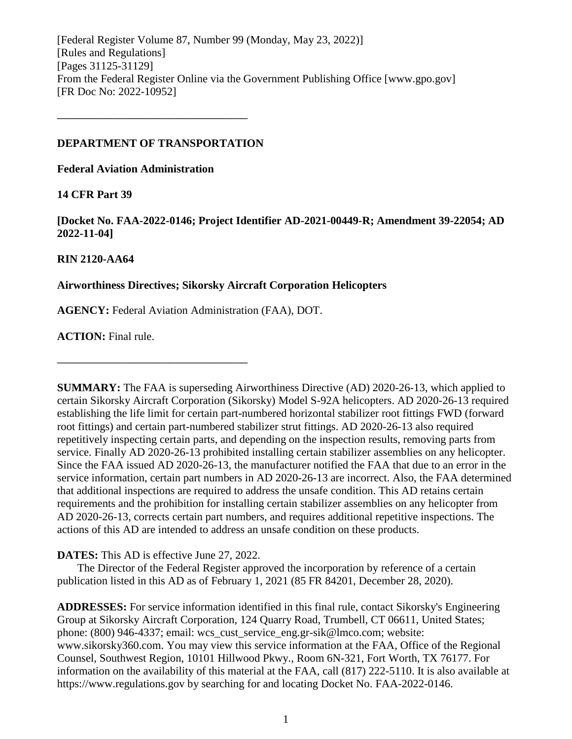[Federal Register Volume 87, Number 99 (Monday, May 23, 2022)]
[Rules and Regulations]
[Pages 31125-31129]
From the Federal Register Online via the Government Publishing Office [www.gpo.gov]
[FR Doc No: 2022-10952]

---

**DEPARTMENT OF TRANSPORTATION**

**Federal Aviation Administration**

**14 CFR Part 39**

**[Docket No. FAA-2022-0146; Project Identifier AD-2021-00449-R; Amendment 39-22054; AD 2022-11-04]**

**RIN 2120-AA64**

**Airworthiness Directives; Sikorsky Aircraft Corporation Helicopters**

**AGENCY:** Federal Aviation Administration (FAA), DOT.

**ACTION:** Final rule.

---

**SUMMARY:** The FAA is superseding Airworthiness Directive (AD) 2020-26-13, which applied to certain Sikorsky Aircraft Corporation (Sikorsky) Model S-92A helicopters. AD 2020-26-13 required establishing the life limit for certain part-numbered horizontal stabilizer root fittings FWD (forward root fittings) and certain part-numbered stabilizer strut fittings. AD 2020-26-13 also required repetitively inspecting certain parts, and depending on the inspection results, removing parts from service. Finally AD 2020-26-13 prohibited installing certain stabilizer assemblies on any helicopter. Since the FAA issued AD 2020-26-13, the manufacturer notified the FAA that due to an error in the service information, certain part numbers in AD 2020-26-13 are incorrect. Also, the FAA determined that additional inspections are required to address the unsafe condition. This AD retains certain requirements and the prohibition for installing certain stabilizer assemblies on any helicopter from AD 2020-26-13, corrects certain part numbers, and requires additional repetitive inspections. The actions of this AD are intended to address an unsafe condition on these products.

**DATES:** This AD is effective June 27, 2022.

The Director of the Federal Register approved the incorporation by reference of a certain publication listed in this AD as of February 1, 2021 (85 FR 84201, December 28, 2020).

**ADDRESSES:** For service information identified in this final rule, contact Sikorsky's Engineering Group at Sikorsky Aircraft Corporation, 124 Quarry Road, Trumbell, CT 06611, United States; phone: (800) 946-4337; email: wcs_cust_service_eng.gr-sik@lmco.com; website: www.sikorsky360.com. You may view this service information at the FAA, Office of the Regional Counsel, Southwest Region, 10101 Hillwood Pkwy., Room 6N-321, Fort Worth, TX 76177. For information on the availability of this material at the FAA, call (817) 222-5110. It is also available at https://www.regulations.gov by searching for and locating Docket No. FAA-2022-0146.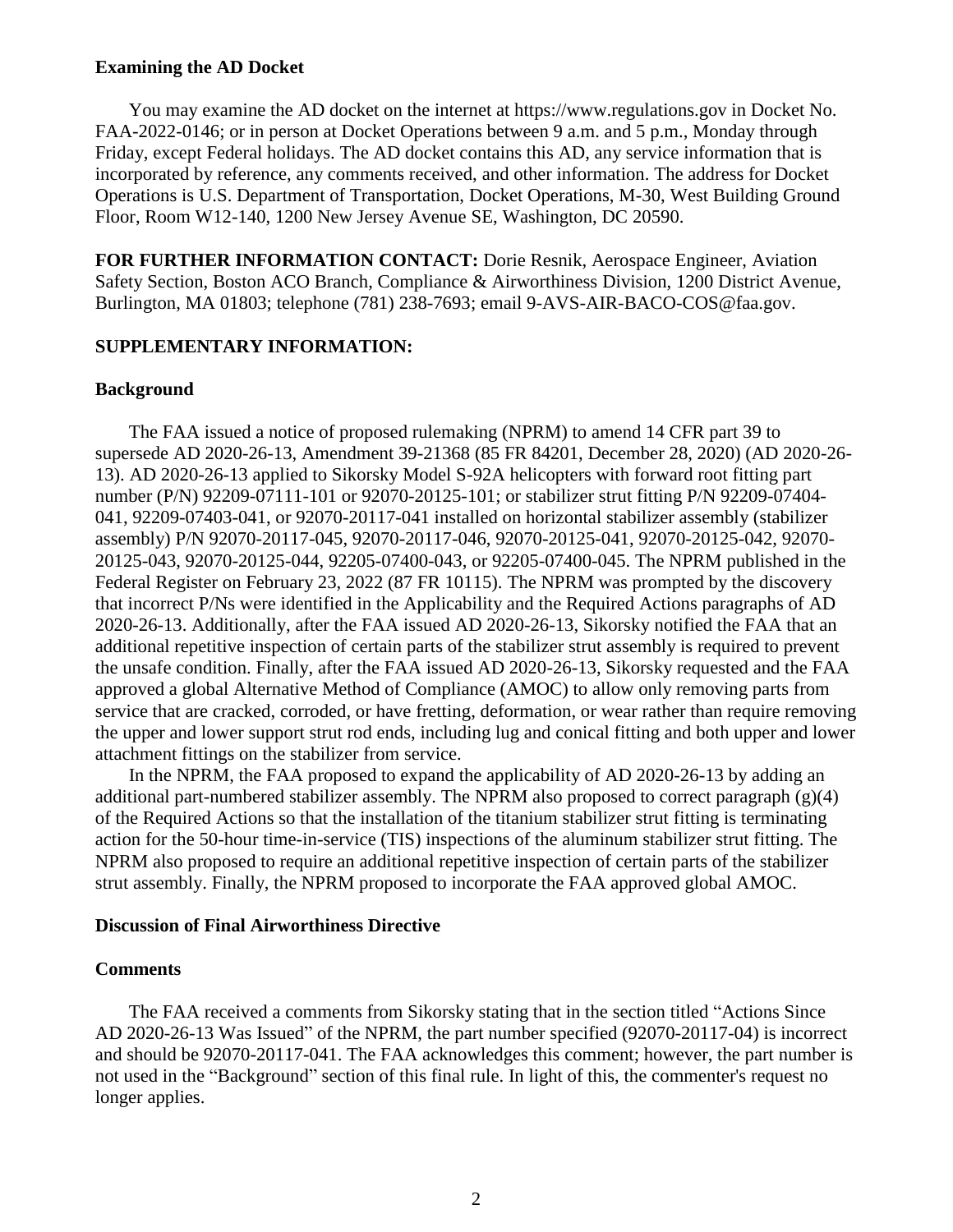**Examining the AD Docket**

You may examine the AD docket on the internet at https://www.regulations.gov in Docket No. FAA-2022-0146; or in person at Docket Operations between 9 a.m. and 5 p.m., Monday through Friday, except Federal holidays. The AD docket contains this AD, any service information that is incorporated by reference, any comments received, and other information. The address for Docket Operations is U.S. Department of Transportation, Docket Operations, M-30, West Building Ground Floor, Room W12-140, 1200 New Jersey Avenue SE, Washington, DC 20590.

**FOR FURTHER INFORMATION CONTACT:** Dorie Resnik, Aerospace Engineer, Aviation Safety Section, Boston ACO Branch, Compliance & Airworthiness Division, 1200 District Avenue, Burlington, MA 01803; telephone (781) 238-7693; email 9-AVS-AIR-BACO-COS@faa.gov.

**SUPPLEMENTARY INFORMATION:**

**Background**

The FAA issued a notice of proposed rulemaking (NPRM) to amend 14 CFR part 39 to supersede AD 2020-26-13, Amendment 39-21368 (85 FR 84201, December 28, 2020) (AD 2020-26-13). AD 2020-26-13 applied to Sikorsky Model S-92A helicopters with forward root fitting part number (P/N) 92209-07111-101 or 92070-20125-101; or stabilizer strut fitting P/N 92209-07404-041, 92209-07403-041, or 92070-20117-041 installed on horizontal stabilizer assembly (stabilizer assembly) P/N 92070-20117-045, 92070-20117-046, 92070-20125-041, 92070-20125-042, 92070-20125-043, 92070-20125-044, 92205-07400-043, or 92205-07400-045. The NPRM published in the Federal Register on February 23, 2022 (87 FR 10115). The NPRM was prompted by the discovery that incorrect P/Ns were identified in the Applicability and the Required Actions paragraphs of AD 2020-26-13. Additionally, after the FAA issued AD 2020-26-13, Sikorsky notified the FAA that an additional repetitive inspection of certain parts of the stabilizer strut assembly is required to prevent the unsafe condition. Finally, after the FAA issued AD 2020-26-13, Sikorsky requested and the FAA approved a global Alternative Method of Compliance (AMOC) to allow only removing parts from service that are cracked, corroded, or have fretting, deformation, or wear rather than require removing the upper and lower support strut rod ends, including lug and conical fitting and both upper and lower attachment fittings on the stabilizer from service.

In the NPRM, the FAA proposed to expand the applicability of AD 2020-26-13 by adding an additional part-numbered stabilizer assembly. The NPRM also proposed to correct paragraph (g)(4) of the Required Actions so that the installation of the titanium stabilizer strut fitting is terminating action for the 50-hour time-in-service (TIS) inspections of the aluminum stabilizer strut fitting. The NPRM also proposed to require an additional repetitive inspection of certain parts of the stabilizer strut assembly. Finally, the NPRM proposed to incorporate the FAA approved global AMOC.

**Discussion of Final Airworthiness Directive**

**Comments**

The FAA received a comments from Sikorsky stating that in the section titled "Actions Since AD 2020-26-13 Was Issued" of the NPRM, the part number specified (92070-20117-04) is incorrect and should be 92070-20117-041. The FAA acknowledges this comment; however, the part number is not used in the "Background" section of this final rule. In light of this, the commenter's request no longer applies.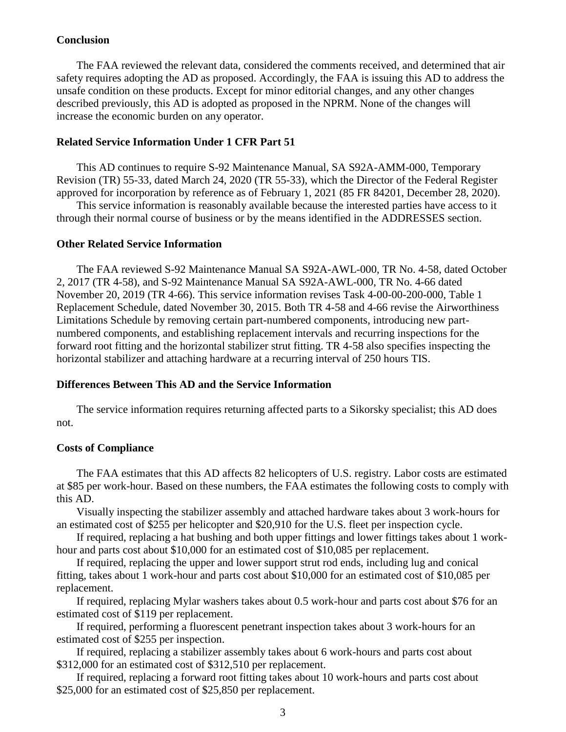**Conclusion**

The FAA reviewed the relevant data, considered the comments received, and determined that air safety requires adopting the AD as proposed. Accordingly, the FAA is issuing this AD to address the unsafe condition on these products. Except for minor editorial changes, and any other changes described previously, this AD is adopted as proposed in the NPRM. None of the changes will increase the economic burden on any operator.

**Related Service Information Under 1 CFR Part 51**

This AD continues to require S-92 Maintenance Manual, SA S92A-AMM-000, Temporary Revision (TR) 55-33, dated March 24, 2020 (TR 55-33), which the Director of the Federal Register approved for incorporation by reference as of February 1, 2021 (85 FR 84201, December 28, 2020).

This service information is reasonably available because the interested parties have access to it through their normal course of business or by the means identified in the ADDRESSES section.

**Other Related Service Information**

The FAA reviewed S-92 Maintenance Manual SA S92A-AWL-000, TR No. 4-58, dated October 2, 2017 (TR 4-58), and S-92 Maintenance Manual SA S92A-AWL-000, TR No. 4-66 dated November 20, 2019 (TR 4-66). This service information revises Task 4-00-00-200-000, Table 1 Replacement Schedule, dated November 30, 2015. Both TR 4-58 and 4-66 revise the Airworthiness Limitations Schedule by removing certain part-numbered components, introducing new part-numbered components, and establishing replacement intervals and recurring inspections for the forward root fitting and the horizontal stabilizer strut fitting. TR 4-58 also specifies inspecting the horizontal stabilizer and attaching hardware at a recurring interval of 250 hours TIS.

**Differences Between This AD and the Service Information**

The service information requires returning affected parts to a Sikorsky specialist; this AD does not.

**Costs of Compliance**

The FAA estimates that this AD affects 82 helicopters of U.S. registry. Labor costs are estimated at $85 per work-hour. Based on these numbers, the FAA estimates the following costs to comply with this AD.

Visually inspecting the stabilizer assembly and attached hardware takes about 3 work-hours for an estimated cost of $255 per helicopter and $20,910 for the U.S. fleet per inspection cycle.

If required, replacing a hat bushing and both upper fittings and lower fittings takes about 1 work-hour and parts cost about $10,000 for an estimated cost of $10,085 per replacement.

If required, replacing the upper and lower support strut rod ends, including lug and conical fitting, takes about 1 work-hour and parts cost about $10,000 for an estimated cost of $10,085 per replacement.

If required, replacing Mylar washers takes about 0.5 work-hour and parts cost about $76 for an estimated cost of $119 per replacement.

If required, performing a fluorescent penetrant inspection takes about 3 work-hours for an estimated cost of $255 per inspection.

If required, replacing a stabilizer assembly takes about 6 work-hours and parts cost about $312,000 for an estimated cost of $312,510 per replacement.

If required, replacing a forward root fitting takes about 10 work-hours and parts cost about $25,000 for an estimated cost of $25,850 per replacement.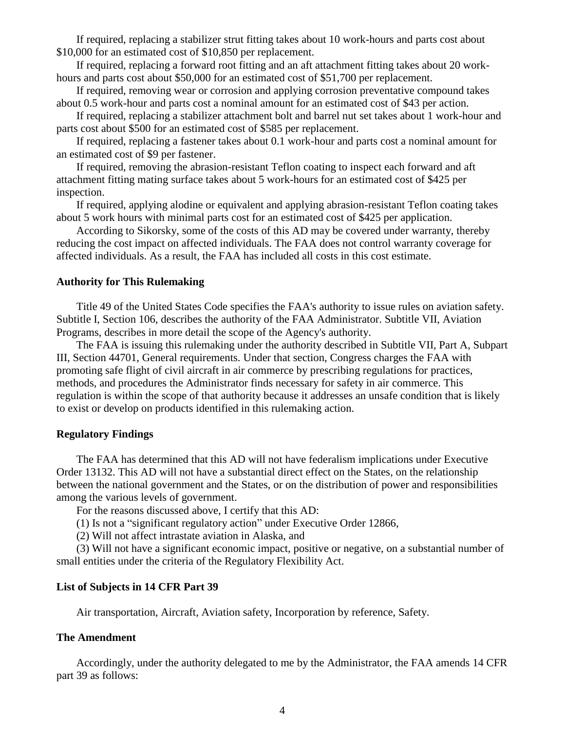If required, replacing a stabilizer strut fitting takes about 10 work-hours and parts cost about $10,000 for an estimated cost of $10,850 per replacement.

If required, replacing a forward root fitting and an aft attachment fitting takes about 20 work-hours and parts cost about $50,000 for an estimated cost of $51,700 per replacement.

If required, removing wear or corrosion and applying corrosion preventative compound takes about 0.5 work-hour and parts cost a nominal amount for an estimated cost of $43 per action.

If required, replacing a stabilizer attachment bolt and barrel nut set takes about 1 work-hour and parts cost about $500 for an estimated cost of $585 per replacement.

If required, replacing a fastener takes about 0.1 work-hour and parts cost a nominal amount for an estimated cost of $9 per fastener.

If required, removing the abrasion-resistant Teflon coating to inspect each forward and aft attachment fitting mating surface takes about 5 work-hours for an estimated cost of $425 per inspection.

If required, applying alodine or equivalent and applying abrasion-resistant Teflon coating takes about 5 work hours with minimal parts cost for an estimated cost of $425 per application.

According to Sikorsky, some of the costs of this AD may be covered under warranty, thereby reducing the cost impact on affected individuals. The FAA does not control warranty coverage for affected individuals. As a result, the FAA has included all costs in this cost estimate.

**Authority for This Rulemaking**

Title 49 of the United States Code specifies the FAA's authority to issue rules on aviation safety. Subtitle I, Section 106, describes the authority of the FAA Administrator. Subtitle VII, Aviation Programs, describes in more detail the scope of the Agency's authority.

The FAA is issuing this rulemaking under the authority described in Subtitle VII, Part A, Subpart III, Section 44701, General requirements. Under that section, Congress charges the FAA with promoting safe flight of civil aircraft in air commerce by prescribing regulations for practices, methods, and procedures the Administrator finds necessary for safety in air commerce. This regulation is within the scope of that authority because it addresses an unsafe condition that is likely to exist or develop on products identified in this rulemaking action.

**Regulatory Findings**

The FAA has determined that this AD will not have federalism implications under Executive Order 13132. This AD will not have a substantial direct effect on the States, on the relationship between the national government and the States, or on the distribution of power and responsibilities among the various levels of government.

For the reasons discussed above, I certify that this AD:

(1) Is not a "significant regulatory action" under Executive Order 12866,

(2) Will not affect intrastate aviation in Alaska, and

(3) Will not have a significant economic impact, positive or negative, on a substantial number of small entities under the criteria of the Regulatory Flexibility Act.

**List of Subjects in 14 CFR Part 39**

Air transportation, Aircraft, Aviation safety, Incorporation by reference, Safety.

**The Amendment**

Accordingly, under the authority delegated to me by the Administrator, the FAA amends 14 CFR part 39 as follows: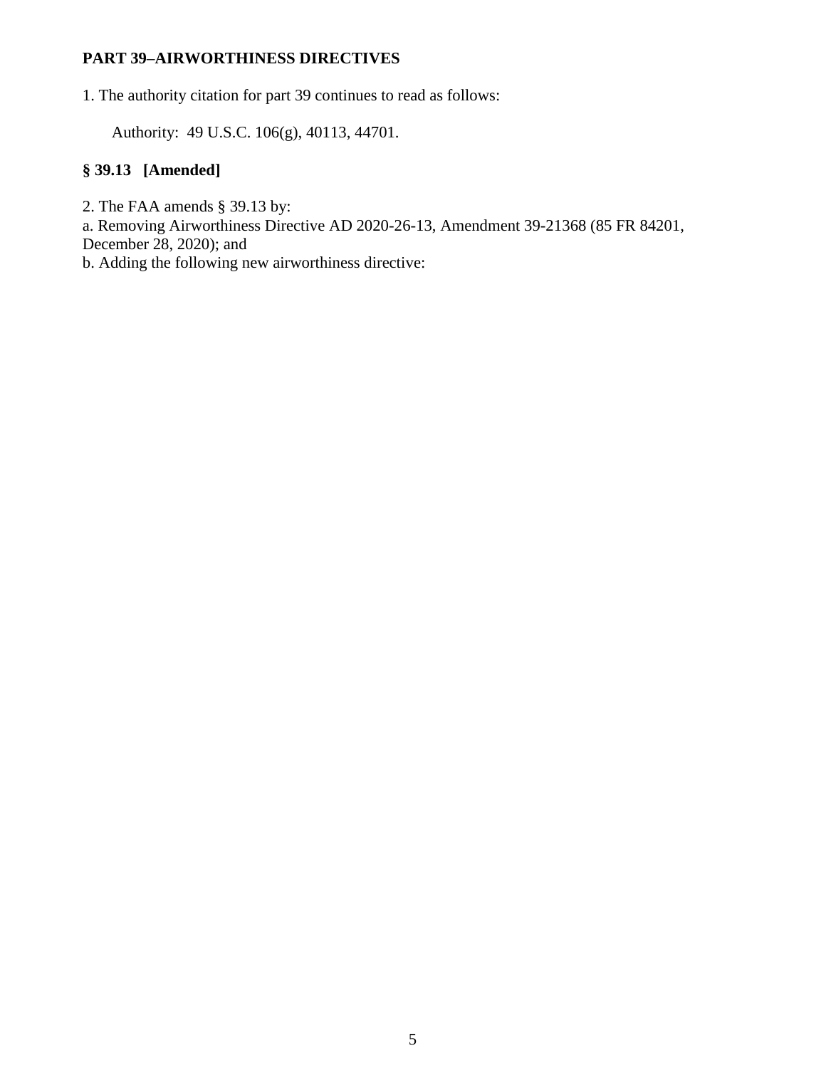**PART 39–AIRWORTHINESS DIRECTIVES**

1. The authority citation for part 39 continues to read as follows:

Authority: 49 U.S.C. 106(g), 40113, 44701.

**§ 39.13 [Amended]**

2. The FAA amends § 39.13 by:

a. Removing Airworthiness Directive AD 2020-26-13, Amendment 39-21368 (85 FR 84201, December 28, 2020); and

b. Adding the following new airworthiness directive: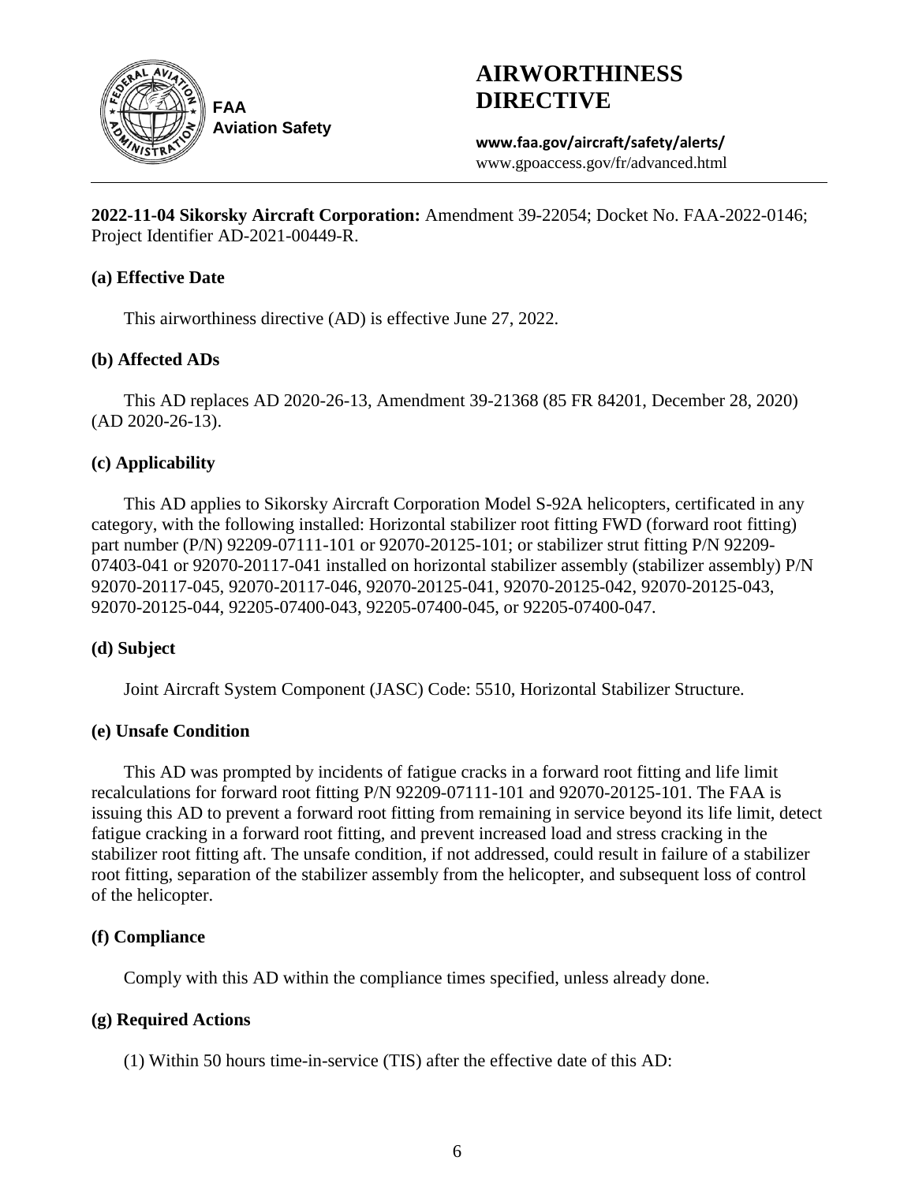FAA Aviation Safety

# AIRWORTHINESS DIRECTIVE

**www.faa.gov/aircraft/safety/alerts/**
www.gpoaccess.gov/fr/advanced.html

**2022-11-04 Sikorsky Aircraft Corporation:** Amendment 39-22054; Docket No. FAA-2022-0146; Project Identifier AD-2021-00449-R.

### (a) Effective Date

This airworthiness directive (AD) is effective June 27, 2022.

### (b) Affected ADs

This AD replaces AD 2020-26-13, Amendment 39-21368 (85 FR 84201, December 28, 2020) (AD 2020-26-13).

### (c) Applicability

This AD applies to Sikorsky Aircraft Corporation Model S-92A helicopters, certificated in any category, with the following installed: Horizontal stabilizer root fitting FWD (forward root fitting) part number (P/N) 92209-07111-101 or 92070-20125-101; or stabilizer strut fitting P/N 92209-07403-041 or 92070-20117-041 installed on horizontal stabilizer assembly (stabilizer assembly) P/N 92070-20117-045, 92070-20117-046, 92070-20125-041, 92070-20125-042, 92070-20125-043, 92070-20125-044, 92205-07400-043, 92205-07400-045, or 92205-07400-047.

### (d) Subject

Joint Aircraft System Component (JASC) Code: 5510, Horizontal Stabilizer Structure.

### (e) Unsafe Condition

This AD was prompted by incidents of fatigue cracks in a forward root fitting and life limit recalculations for forward root fitting P/N 92209-07111-101 and 92070-20125-101. The FAA is issuing this AD to prevent a forward root fitting from remaining in service beyond its life limit, detect fatigue cracking in a forward root fitting, and prevent increased load and stress cracking in the stabilizer root fitting aft. The unsafe condition, if not addressed, could result in failure of a stabilizer root fitting, separation of the stabilizer assembly from the helicopter, and subsequent loss of control of the helicopter.

### (f) Compliance

Comply with this AD within the compliance times specified, unless already done.

### (g) Required Actions

(1) Within 50 hours time-in-service (TIS) after the effective date of this AD: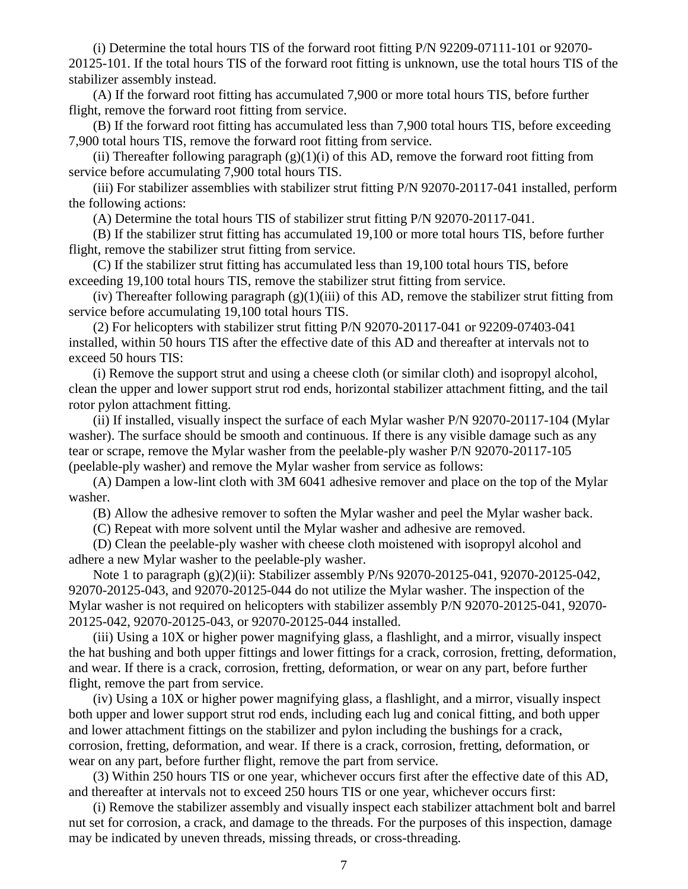(i) Determine the total hours TIS of the forward root fitting P/N 92209-07111-101 or 92070-20125-101. If the total hours TIS of the forward root fitting is unknown, use the total hours TIS of the stabilizer assembly instead.

(A) If the forward root fitting has accumulated 7,900 or more total hours TIS, before further flight, remove the forward root fitting from service.

(B) If the forward root fitting has accumulated less than 7,900 total hours TIS, before exceeding 7,900 total hours TIS, remove the forward root fitting from service.

(ii) Thereafter following paragraph (g)(1)(i) of this AD, remove the forward root fitting from service before accumulating 7,900 total hours TIS.

(iii) For stabilizer assemblies with stabilizer strut fitting P/N 92070-20117-041 installed, perform the following actions:

(A) Determine the total hours TIS of stabilizer strut fitting P/N 92070-20117-041.

(B) If the stabilizer strut fitting has accumulated 19,100 or more total hours TIS, before further flight, remove the stabilizer strut fitting from service.

(C) If the stabilizer strut fitting has accumulated less than 19,100 total hours TIS, before exceeding 19,100 total hours TIS, remove the stabilizer strut fitting from service.

(iv) Thereafter following paragraph (g)(1)(iii) of this AD, remove the stabilizer strut fitting from service before accumulating 19,100 total hours TIS.

(2) For helicopters with stabilizer strut fitting P/N 92070-20117-041 or 92209-07403-041 installed, within 50 hours TIS after the effective date of this AD and thereafter at intervals not to exceed 50 hours TIS:

(i) Remove the support strut and using a cheese cloth (or similar cloth) and isopropyl alcohol, clean the upper and lower support strut rod ends, horizontal stabilizer attachment fitting, and the tail rotor pylon attachment fitting.

(ii) If installed, visually inspect the surface of each Mylar washer P/N 92070-20117-104 (Mylar washer). The surface should be smooth and continuous. If there is any visible damage such as any tear or scrape, remove the Mylar washer from the peelable-ply washer P/N 92070-20117-105 (peelable-ply washer) and remove the Mylar washer from service as follows:

(A) Dampen a low-lint cloth with 3M 6041 adhesive remover and place on the top of the Mylar washer.

(B) Allow the adhesive remover to soften the Mylar washer and peel the Mylar washer back.

(C) Repeat with more solvent until the Mylar washer and adhesive are removed.

(D) Clean the peelable-ply washer with cheese cloth moistened with isopropyl alcohol and adhere a new Mylar washer to the peelable-ply washer.

Note 1 to paragraph (g)(2)(ii): Stabilizer assembly P/Ns 92070-20125-041, 92070-20125-042, 92070-20125-043, and 92070-20125-044 do not utilize the Mylar washer. The inspection of the Mylar washer is not required on helicopters with stabilizer assembly P/N 92070-20125-041, 92070-20125-042, 92070-20125-043, or 92070-20125-044 installed.

(iii) Using a 10X or higher power magnifying glass, a flashlight, and a mirror, visually inspect the hat bushing and both upper fittings and lower fittings for a crack, corrosion, fretting, deformation, and wear. If there is a crack, corrosion, fretting, deformation, or wear on any part, before further flight, remove the part from service.

(iv) Using a 10X or higher power magnifying glass, a flashlight, and a mirror, visually inspect both upper and lower support strut rod ends, including each lug and conical fitting, and both upper and lower attachment fittings on the stabilizer and pylon including the bushings for a crack, corrosion, fretting, deformation, and wear. If there is a crack, corrosion, fretting, deformation, or wear on any part, before further flight, remove the part from service.

(3) Within 250 hours TIS or one year, whichever occurs first after the effective date of this AD, and thereafter at intervals not to exceed 250 hours TIS or one year, whichever occurs first:

(i) Remove the stabilizer assembly and visually inspect each stabilizer attachment bolt and barrel nut set for corrosion, a crack, and damage to the threads. For the purposes of this inspection, damage may be indicated by uneven threads, missing threads, or cross-threading.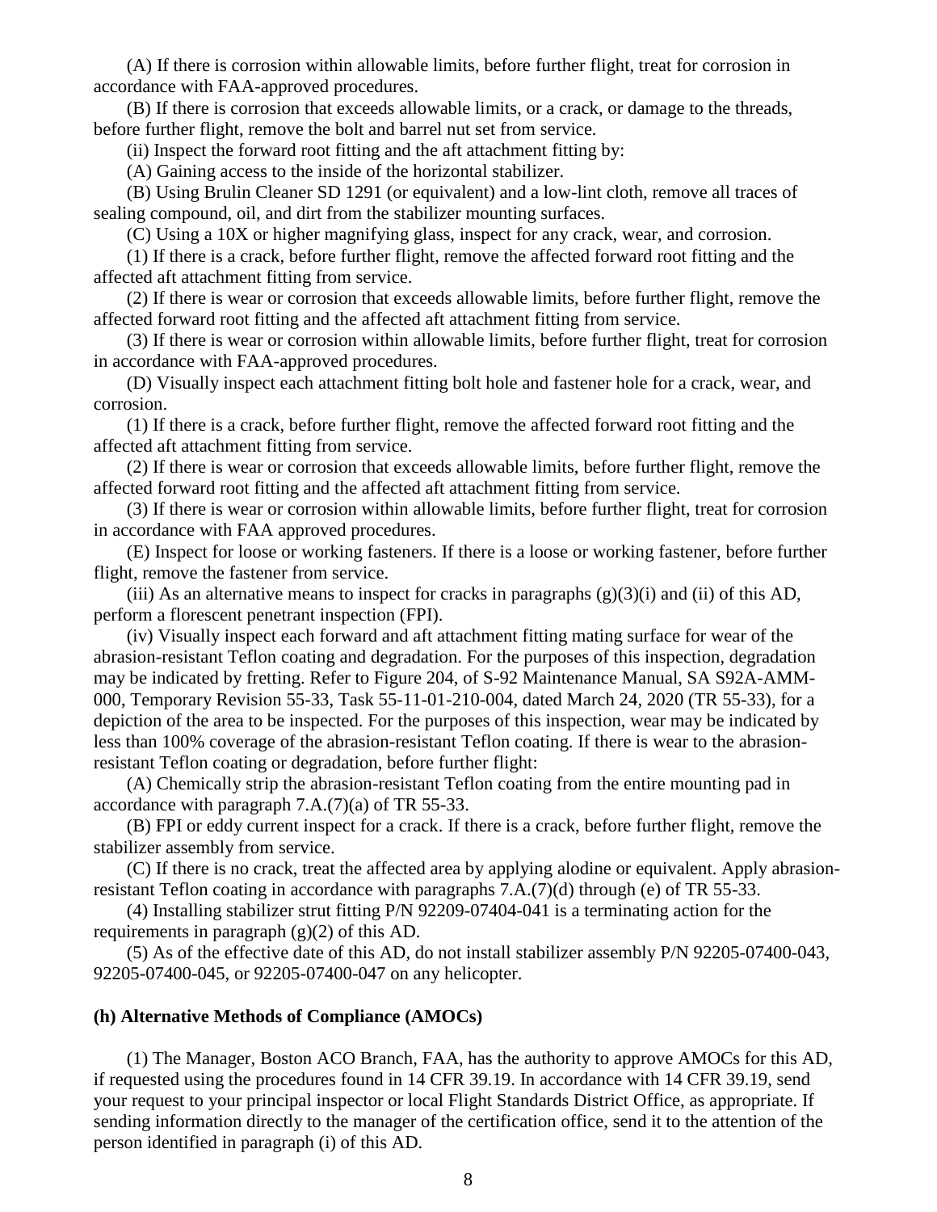(A) If there is corrosion within allowable limits, before further flight, treat for corrosion in accordance with FAA-approved procedures.

(B) If there is corrosion that exceeds allowable limits, or a crack, or damage to the threads, before further flight, remove the bolt and barrel nut set from service.

(ii) Inspect the forward root fitting and the aft attachment fitting by:

(A) Gaining access to the inside of the horizontal stabilizer.

(B) Using Brulin Cleaner SD 1291 (or equivalent) and a low-lint cloth, remove all traces of sealing compound, oil, and dirt from the stabilizer mounting surfaces.

(C) Using a 10X or higher magnifying glass, inspect for any crack, wear, and corrosion.

(1) If there is a crack, before further flight, remove the affected forward root fitting and the affected aft attachment fitting from service.

(2) If there is wear or corrosion that exceeds allowable limits, before further flight, remove the affected forward root fitting and the affected aft attachment fitting from service.

(3) If there is wear or corrosion within allowable limits, before further flight, treat for corrosion in accordance with FAA-approved procedures.

(D) Visually inspect each attachment fitting bolt hole and fastener hole for a crack, wear, and corrosion.

(1) If there is a crack, before further flight, remove the affected forward root fitting and the affected aft attachment fitting from service.

(2) If there is wear or corrosion that exceeds allowable limits, before further flight, remove the affected forward root fitting and the affected aft attachment fitting from service.

(3) If there is wear or corrosion within allowable limits, before further flight, treat for corrosion in accordance with FAA approved procedures.

(E) Inspect for loose or working fasteners. If there is a loose or working fastener, before further flight, remove the fastener from service.

(iii) As an alternative means to inspect for cracks in paragraphs (g)(3)(i) and (ii) of this AD, perform a florescent penetrant inspection (FPI).

(iv) Visually inspect each forward and aft attachment fitting mating surface for wear of the abrasion-resistant Teflon coating and degradation. For the purposes of this inspection, degradation may be indicated by fretting. Refer to Figure 204, of S-92 Maintenance Manual, SA S92A-AMM-000, Temporary Revision 55-33, Task 55-11-01-210-004, dated March 24, 2020 (TR 55-33), for a depiction of the area to be inspected. For the purposes of this inspection, wear may be indicated by less than 100% coverage of the abrasion-resistant Teflon coating. If there is wear to the abrasion-resistant Teflon coating or degradation, before further flight:

(A) Chemically strip the abrasion-resistant Teflon coating from the entire mounting pad in accordance with paragraph 7.A.(7)(a) of TR 55-33.

(B) FPI or eddy current inspect for a crack. If there is a crack, before further flight, remove the stabilizer assembly from service.

(C) If there is no crack, treat the affected area by applying alodine or equivalent. Apply abrasion-resistant Teflon coating in accordance with paragraphs 7.A.(7)(d) through (e) of TR 55-33.

(4) Installing stabilizer strut fitting P/N 92209-07404-041 is a terminating action for the requirements in paragraph (g)(2) of this AD.

(5) As of the effective date of this AD, do not install stabilizer assembly P/N 92205-07400-043, 92205-07400-045, or 92205-07400-047 on any helicopter.

**(h) Alternative Methods of Compliance (AMOCs)**

(1) The Manager, Boston ACO Branch, FAA, has the authority to approve AMOCs for this AD, if requested using the procedures found in 14 CFR 39.19. In accordance with 14 CFR 39.19, send your request to your principal inspector or local Flight Standards District Office, as appropriate. If sending information directly to the manager of the certification office, send it to the attention of the person identified in paragraph (i) of this AD.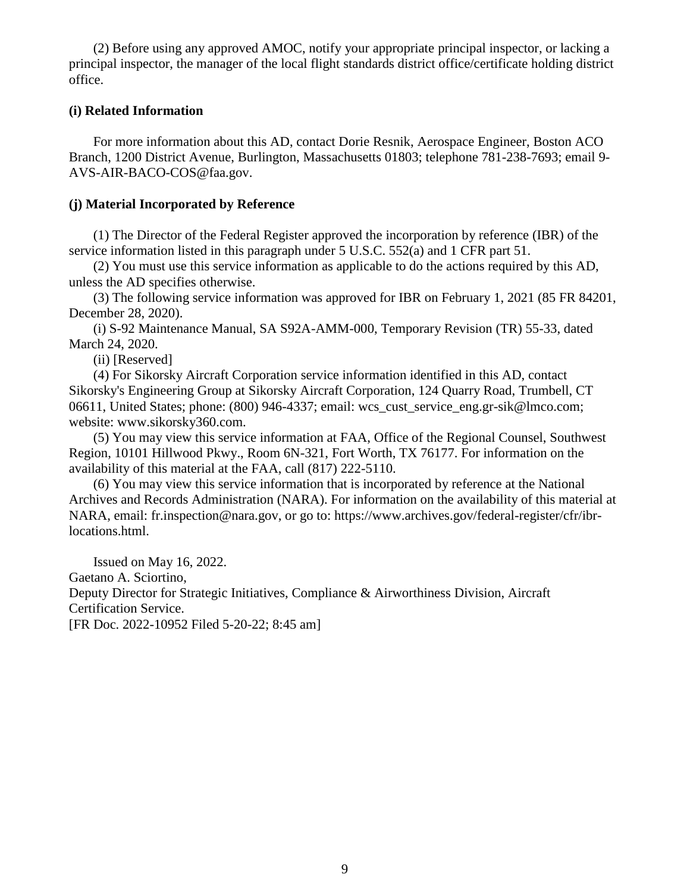(2) Before using any approved AMOC, notify your appropriate principal inspector, or lacking a principal inspector, the manager of the local flight standards district office/certificate holding district office.

**(i) Related Information**

For more information about this AD, contact Dorie Resnik, Aerospace Engineer, Boston ACO Branch, 1200 District Avenue, Burlington, Massachusetts 01803; telephone 781-238-7693; email 9-AVS-AIR-BACO-COS@faa.gov.

**(j) Material Incorporated by Reference**

(1) The Director of the Federal Register approved the incorporation by reference (IBR) of the service information listed in this paragraph under 5 U.S.C. 552(a) and 1 CFR part 51.

(2) You must use this service information as applicable to do the actions required by this AD, unless the AD specifies otherwise.

(3) The following service information was approved for IBR on February 1, 2021 (85 FR 84201, December 28, 2020).

(i) S-92 Maintenance Manual, SA S92A-AMM-000, Temporary Revision (TR) 55-33, dated March 24, 2020.

(ii) [Reserved]

(4) For Sikorsky Aircraft Corporation service information identified in this AD, contact Sikorsky's Engineering Group at Sikorsky Aircraft Corporation, 124 Quarry Road, Trumbell, CT 06611, United States; phone: (800) 946-4337; email: wcs_cust_service_eng.gr-sik@lmco.com; website: www.sikorsky360.com.

(5) You may view this service information at FAA, Office of the Regional Counsel, Southwest Region, 10101 Hillwood Pkwy., Room 6N-321, Fort Worth, TX 76177. For information on the availability of this material at the FAA, call (817) 222-5110.

(6) You may view this service information that is incorporated by reference at the National Archives and Records Administration (NARA). For information on the availability of this material at NARA, email: fr.inspection@nara.gov, or go to: https://www.archives.gov/federal-register/cfr/ibr-locations.html.

Issued on May 16, 2022.

Gaetano A. Sciortino,

Deputy Director for Strategic Initiatives, Compliance & Airworthiness Division, Aircraft Certification Service.

[FR Doc. 2022-10952 Filed 5-20-22; 8:45 am]